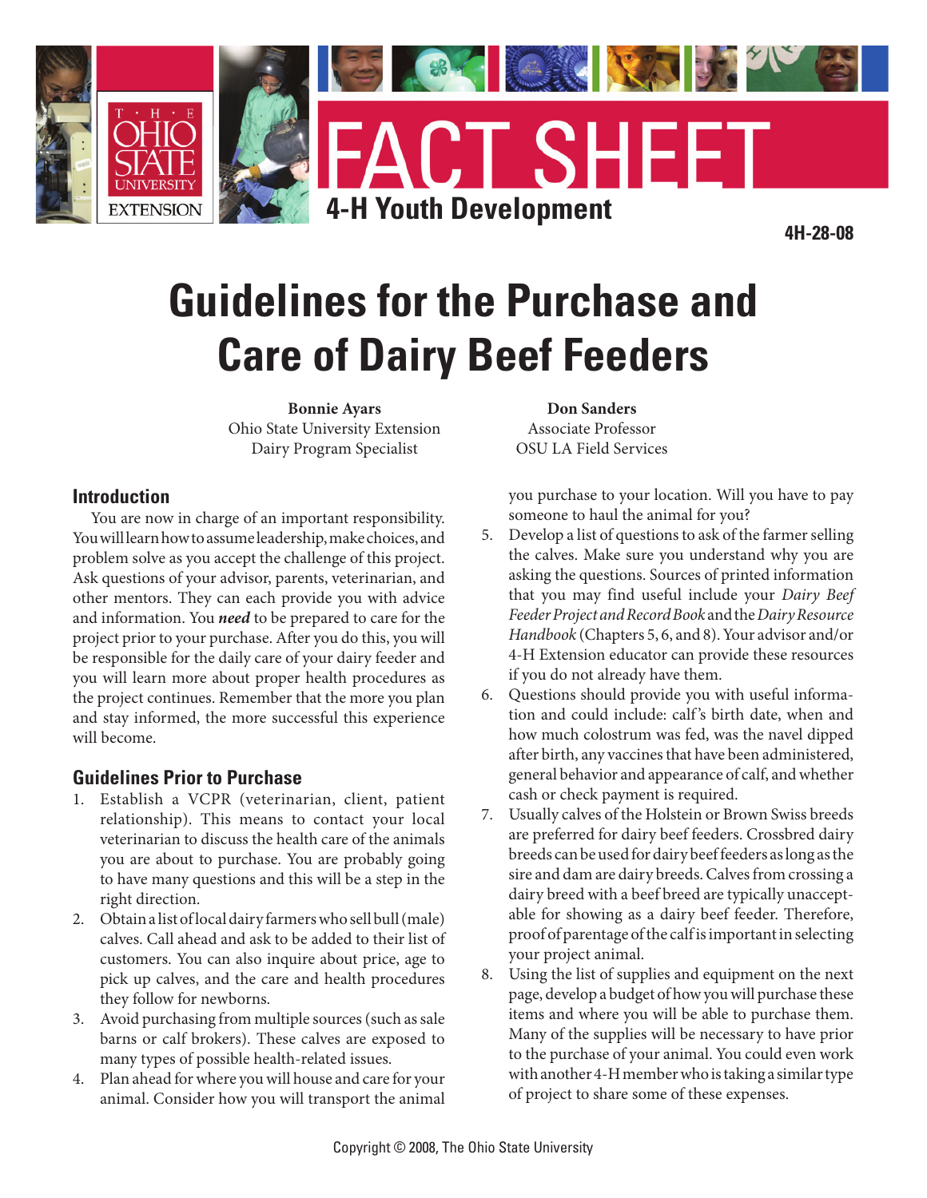FACT SHEET

4-H Youth Development

4H-28-08

# Guidelines for the Purchase and Care of Dairy Beef Feeders

**Bonnie Ayars**
Ohio State University Extension
Dairy Program Specialist

**Don Sanders**
Associate Professor
OSU LA Field Services

## Introduction

You are now in charge of an important responsibility. You will learn how to assume leadership, make choices, and problem solve as you accept the challenge of this project. Ask questions of your advisor, parents, veterinarian, and other mentors. They can each provide you with advice and information. You ***need*** to be prepared to care for the project prior to your purchase. After you do this, you will be responsible for the daily care of your dairy feeder and you will learn more about proper health procedures as the project continues. Remember that the more you plan and stay informed, the more successful this experience will become.

## Guidelines Prior to Purchase

1. Establish a VCPR (veterinarian, client, patient relationship). This means to contact your local veterinarian to discuss the health care of the animals you are about to purchase. You are probably going to have many questions and this will be a step in the right direction.
2. Obtain a list of local dairy farmers who sell bull (male) calves. Call ahead and ask to be added to their list of customers. You can also inquire about price, age to pick up calves, and the care and health procedures they follow for newborns.
3. Avoid purchasing from multiple sources (such as sale barns or calf brokers). These calves are exposed to many types of possible health-related issues.
4. Plan ahead for where you will house and care for your animal. Consider how you will transport the animal you purchase to your location. Will you have to pay someone to haul the animal for you?
5. Develop a list of questions to ask of the farmer selling the calves. Make sure you understand why you are asking the questions. Sources of printed information that you may find useful include your *Dairy Beef Feeder Project and Record Book* and the *Dairy Resource Handbook* (Chapters 5, 6, and 8). Your advisor and/or 4-H Extension educator can provide these resources if you do not already have them.
6. Questions should provide you with useful information and could include: calf's birth date, when and how much colostrum was fed, was the navel dipped after birth, any vaccines that have been administered, general behavior and appearance of calf, and whether cash or check payment is required.
7. Usually calves of the Holstein or Brown Swiss breeds are preferred for dairy beef feeders. Crossbred dairy breeds can be used for dairy beef feeders as long as the sire and dam are dairy breeds. Calves from crossing a dairy breed with a beef breed are typically unacceptable for showing as a dairy beef feeder. Therefore, proof of parentage of the calf is important in selecting your project animal.
8. Using the list of supplies and equipment on the next page, develop a budget of how you will purchase these items and where you will be able to purchase them. Many of the supplies will be necessary to have prior to the purchase of your animal. You could even work with another 4-H member who is taking a similar type of project to share some of these expenses.

Copyright © 2008, The Ohio State University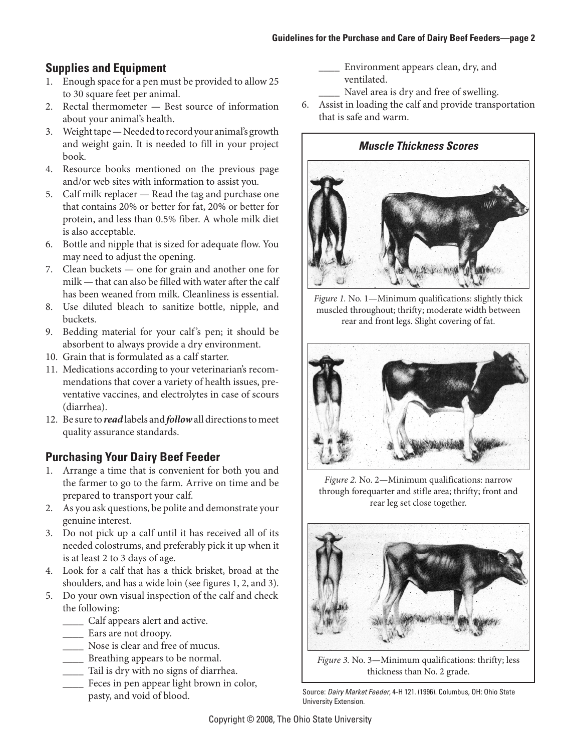## Supplies and Equipment

1. Enough space for a pen must be provided to allow 25 to 30 square feet per animal.
2. Rectal thermometer — Best source of information about your animal's health.
3. Weight tape — Needed to record your animal's growth and weight gain. It is needed to fill in your project book.
4. Resource books mentioned on the previous page and/or web sites with information to assist you.
5. Calf milk replacer — Read the tag and purchase one that contains 20% or better for fat, 20% or better for protein, and less than 0.5% fiber. A whole milk diet is also acceptable.
6. Bottle and nipple that is sized for adequate flow. You may need to adjust the opening.
7. Clean buckets — one for grain and another one for milk — that can also be filled with water after the calf has been weaned from milk. Cleanliness is essential.
8. Use diluted bleach to sanitize bottle, nipple, and buckets.
9. Bedding material for your calf's pen; it should be absorbent to always provide a dry environment.
10. Grain that is formulated as a calf starter.
11. Medications according to your veterinarian's recommendations that cover a variety of health issues, preventative vaccines, and electrolytes in case of scours (diarrhea).
12. Be sure to ***read*** labels and ***follow*** all directions to meet quality assurance standards.

## Purchasing Your Dairy Beef Feeder

1. Arrange a time that is convenient for both you and the farmer to go to the farm. Arrive on time and be prepared to transport your calf.
2. As you ask questions, be polite and demonstrate your genuine interest.
3. Do not pick up a calf until it has received all of its needed colostrums, and preferably pick it up when it is at least 2 to 3 days of age.
4. Look for a calf that has a thick brisket, broad at the shoulders, and has a wide loin (see figures 1, 2, and 3).
5. Do your own visual inspection of the calf and check the following:
   - ____ Calf appears alert and active.
   - ____ Ears are not droopy.
   - ____ Nose is clear and free of mucus.
   - ____ Breathing appears to be normal.
   - ____ Tail is dry with no signs of diarrhea.
   - ____ Feces in pen appear light brown in color, pasty, and void of blood.
   - ____ Environment appears clean, dry, and ventilated.
   - ____ Navel area is dry and free of swelling.
6. Assist in loading the calf and provide transportation that is safe and warm.

### *Muscle Thickness Scores*

*Figure 1.* No. 1—Minimum qualifications: slightly thick muscled throughout; thrifty; moderate width between rear and front legs. Slight covering of fat.

*Figure 2.* No. 2—Minimum qualifications: narrow through forequarter and stifle area; thrifty; front and rear leg set close together.

*Figure 3.* No. 3—Minimum qualifications: thrifty; less thickness than No. 2 grade.

Source: *Dairy Market Feeder*, 4-H 121. (1996). Columbus, OH: Ohio State University Extension.

Copyright © 2008, The Ohio State University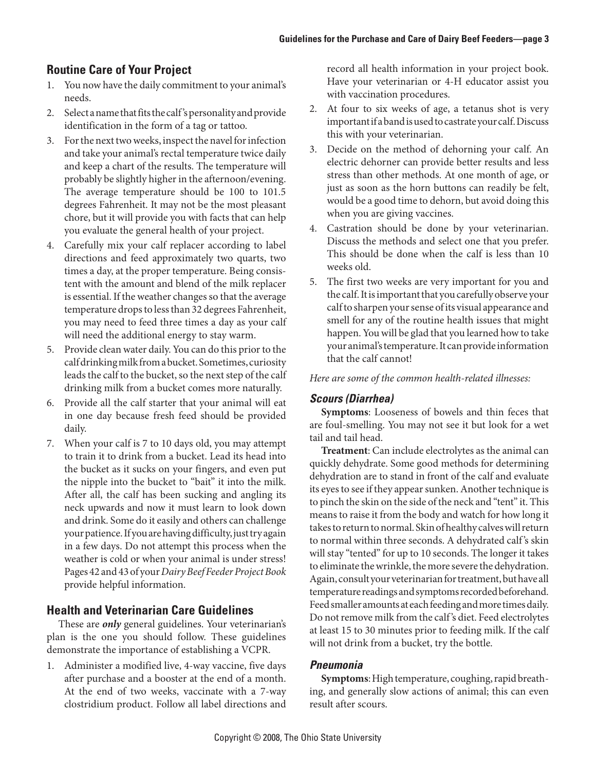## Routine Care of Your Project

1. You now have the daily commitment to your animal's needs.
2. Select a name that fits the calf's personality and provide identification in the form of a tag or tattoo.
3. For the next two weeks, inspect the navel for infection and take your animal's rectal temperature twice daily and keep a chart of the results. The temperature will probably be slightly higher in the afternoon/evening. The average temperature should be 100 to 101.5 degrees Fahrenheit. It may not be the most pleasant chore, but it will provide you with facts that can help you evaluate the general health of your project.
4. Carefully mix your calf replacer according to label directions and feed approximately two quarts, two times a day, at the proper temperature. Being consistent with the amount and blend of the milk replacer is essential. If the weather changes so that the average temperature drops to less than 32 degrees Fahrenheit, you may need to feed three times a day as your calf will need the additional energy to stay warm.
5. Provide clean water daily. You can do this prior to the calf drinking milk from a bucket. Sometimes, curiosity leads the calf to the bucket, so the next step of the calf drinking milk from a bucket comes more naturally.
6. Provide all the calf starter that your animal will eat in one day because fresh feed should be provided daily.
7. When your calf is 7 to 10 days old, you may attempt to train it to drink from a bucket. Lead its head into the bucket as it sucks on your fingers, and even put the nipple into the bucket to "bait" it into the milk. After all, the calf has been sucking and angling its neck upwards and now it must learn to look down and drink. Some do it easily and others can challenge your patience. If you are having difficulty, just try again in a few days. Do not attempt this process when the weather is cold or when your animal is under stress! Pages 42 and 43 of your *Dairy Beef Feeder Project Book* provide helpful information.

## Health and Veterinarian Care Guidelines

These are ***only*** general guidelines. Your veterinarian's plan is the one you should follow. These guidelines demonstrate the importance of establishing a VCPR.

1. Administer a modified live, 4-way vaccine, five days after purchase and a booster at the end of a month. At the end of two weeks, vaccinate with a 7-way clostridium product. Follow all label directions and record all health information in your project book. Have your veterinarian or 4-H educator assist you with vaccination procedures.
2. At four to six weeks of age, a tetanus shot is very important if a band is used to castrate your calf. Discuss this with your veterinarian.
3. Decide on the method of dehorning your calf. An electric dehorner can provide better results and less stress than other methods. At one month of age, or just as soon as the horn buttons can readily be felt, would be a good time to dehorn, but avoid doing this when you are giving vaccines.
4. Castration should be done by your veterinarian. Discuss the methods and select one that you prefer. This should be done when the calf is less than 10 weeks old.
5. The first two weeks are very important for you and the calf. It is important that you carefully observe your calf to sharpen your sense of its visual appearance and smell for any of the routine health issues that might happen. You will be glad that you learned how to take your animal's temperature. It can provide information that the calf cannot!

*Here are some of the common health-related illnesses:*

### *Scours (Diarrhea)*

**Symptoms**: Looseness of bowels and thin feces that are foul-smelling. You may not see it but look for a wet tail and tail head.

**Treatment**: Can include electrolytes as the animal can quickly dehydrate. Some good methods for determining dehydration are to stand in front of the calf and evaluate its eyes to see if they appear sunken. Another technique is to pinch the skin on the side of the neck and "tent" it. This means to raise it from the body and watch for how long it takes to return to normal. Skin of healthy calves will return to normal within three seconds. A dehydrated calf's skin will stay "tented" for up to 10 seconds. The longer it takes to eliminate the wrinkle, the more severe the dehydration. Again, consult your veterinarian for treatment, but have all temperature readings and symptoms recorded beforehand. Feed smaller amounts at each feeding and more times daily. Do not remove milk from the calf's diet. Feed electrolytes at least 15 to 30 minutes prior to feeding milk. If the calf will not drink from a bucket, try the bottle.

### *Pneumonia*

**Symptoms**: High temperature, coughing, rapid breathing, and generally slow actions of animal; this can even result after scours.

Copyright © 2008, The Ohio State University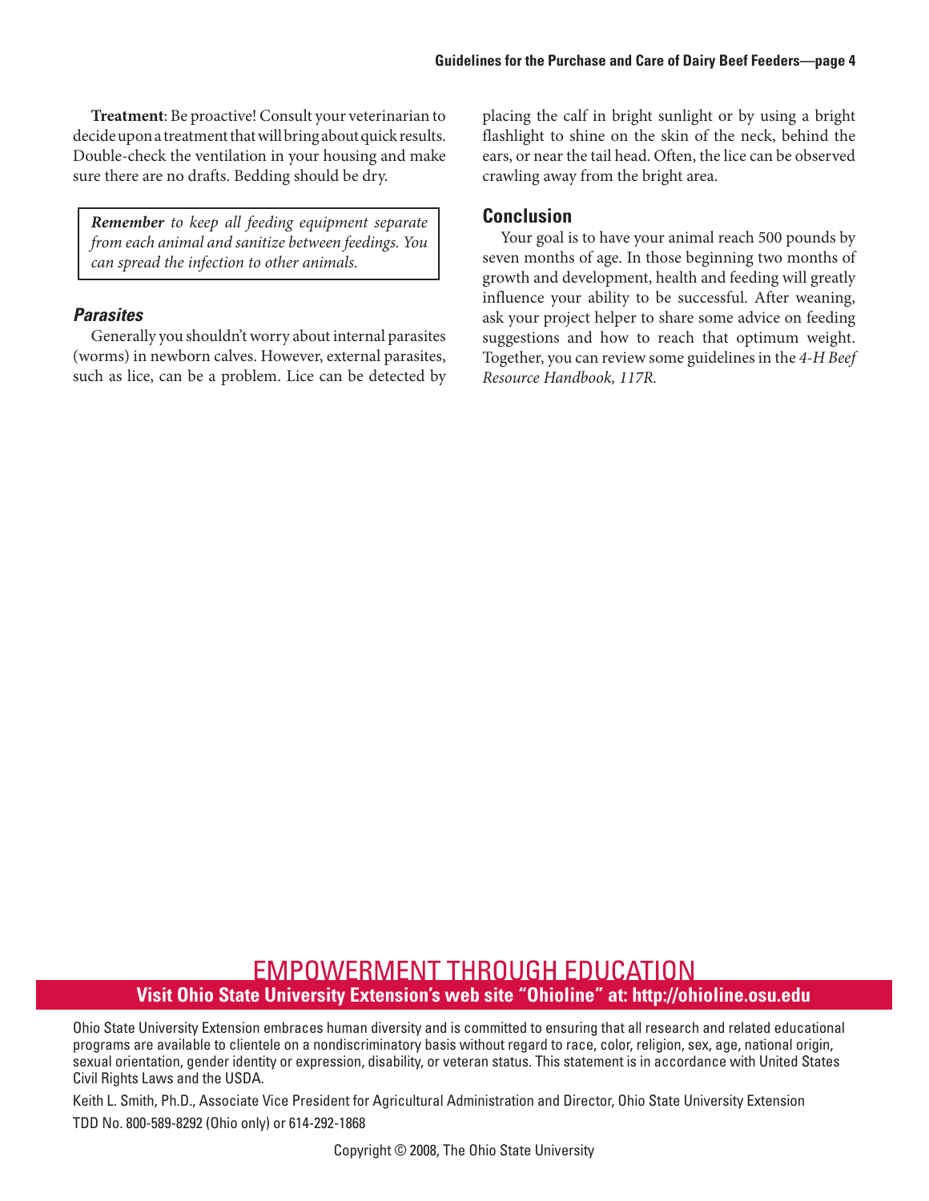**Treatment**: Be proactive! Consult your veterinarian to decide upon a treatment that will bring about quick results. Double-check the ventilation in your housing and make sure there are no drafts. Bedding should be dry.

> ***Remember*** *to keep all feeding equipment separate from each animal and sanitize between feedings. You can spread the infection to other animals.*

### *Parasites*

Generally you shouldn't worry about internal parasites (worms) in newborn calves. However, external parasites, such as lice, can be a problem. Lice can be detected by placing the calf in bright sunlight or by using a bright flashlight to shine on the skin of the neck, behind the ears, or near the tail head. Often, the lice can be observed crawling away from the bright area.

## Conclusion

Your goal is to have your animal reach 500 pounds by seven months of age. In those beginning two months of growth and development, health and feeding will greatly influence your ability to be successful. After weaning, ask your project helper to share some advice on feeding suggestions and how to reach that optimum weight. Together, you can review some guidelines in the *4-H Beef Resource Handbook, 117R.*

EMPOWERMENT THROUGH EDUCATION

**Visit Ohio State University Extension's web site "Ohioline" at: http://ohioline.osu.edu**

Ohio State University Extension embraces human diversity and is committed to ensuring that all research and related educational programs are available to clientele on a nondiscriminatory basis without regard to race, color, religion, sex, age, national origin, sexual orientation, gender identity or expression, disability, or veteran status. This statement is in accordance with United States Civil Rights Laws and the USDA.

Keith L. Smith, Ph.D., Associate Vice President for Agricultural Administration and Director, Ohio State University Extension

TDD No. 800-589-8292 (Ohio only) or 614-292-1868

Copyright © 2008, The Ohio State University